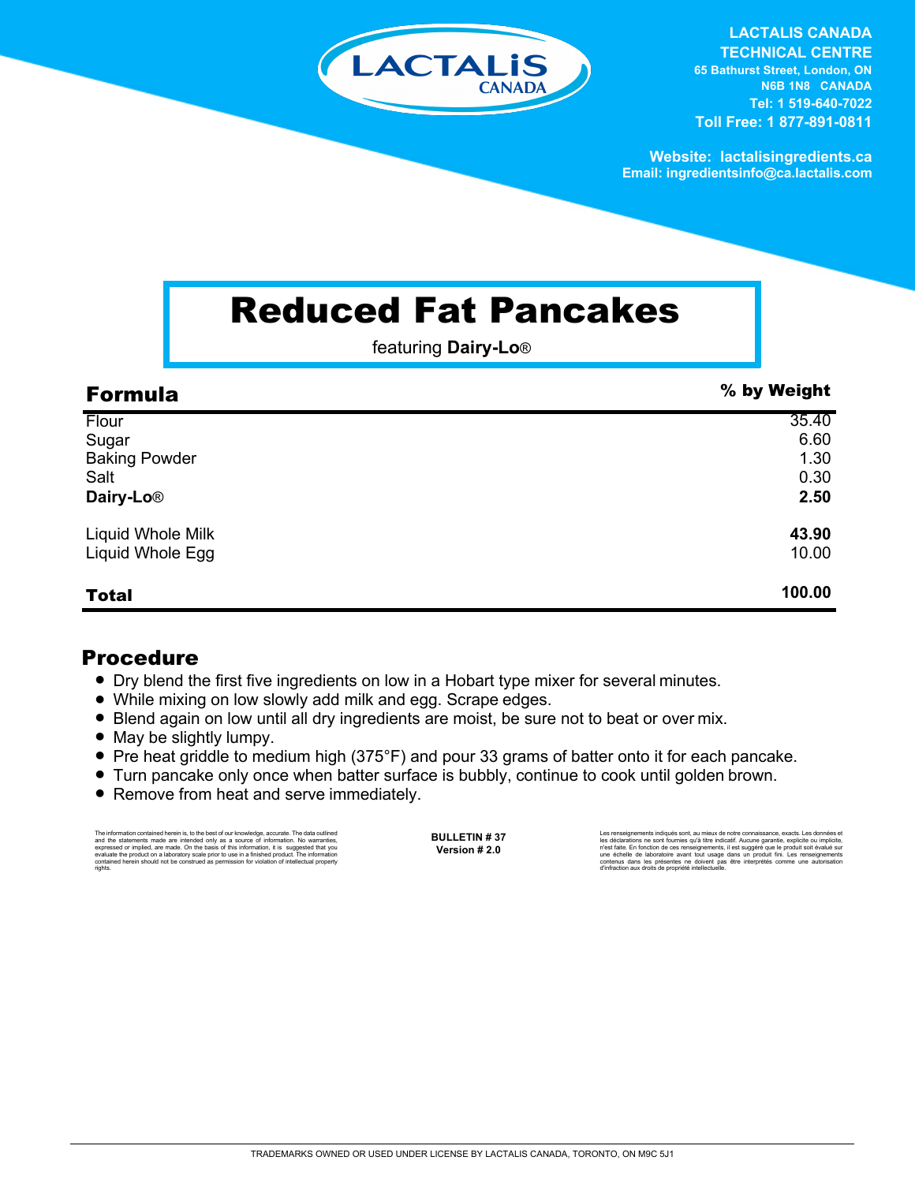LACTALIS CANADA

**LACTALIS CANADA TECHNICAL CENTRE**
**65 Bathurst Street, London, ON**
**N6B 1N8 CANADA**
**Tel: 1 519-640-7022**
**Toll Free: 1 877-891-0811**

**Website: lactalisingredients.ca**
**Email: ingredientsinfo@ca.lactalis.com**

# Reduced Fat Pancakes

featuring **Dairy-Lo®**

| **Formula** | **% by Weight** |
|---|---|
| Flour | 35.40 |
| Sugar | 6.60 |
| Baking Powder | 1.30 |
| Salt | 0.30 |
| **Dairy-Lo®** | **2.50** |
| Liquid Whole Milk | **43.90** |
| Liquid Whole Egg | 10.00 |
| **Total** | **100.00** |

## Procedure

- Dry blend the first five ingredients on low in a Hobart type mixer for several minutes.
- While mixing on low slowly add milk and egg. Scrape edges.
- Blend again on low until all dry ingredients are moist, be sure not to beat or over mix.
- May be slightly lumpy.
- Pre heat griddle to medium high (375°F) and pour 33 grams of batter onto it for each pancake.
- Turn pancake only once when batter surface is bubbly, continue to cook until golden brown.
- Remove from heat and serve immediately.

The information contained herein is, to the best of our knowledge, accurate. The data outlined and the statements made are intended only as a source of information. No warranties, expressed or implied, are made. On the basis of this information, it is suggested that you evaluate the product on a laboratory scale prior to use in a finished product. The information contained herein should not be construed as permission for violation of intellectual property rights.

**BULLETIN # 37**
**Version # 2.0**

Les renseignements indiqués sont, au mieux de notre connaissance, exacts. Les données et les déclarations ne sont fournies qu'à titre indicatif. Aucune garantie, explicite ou implicite, n'est faite. En fonction de ces renseignements, il est suggéré que le produit soit évalué sur une échelle de laboratoire avant tout usage dans un produit fini. Les renseignements contenus dans les présentes ne doivent pas être interprétés comme une autorisation d'infraction aux droits de propriété intellectuelle.

TRADEMARKS OWNED OR USED UNDER LICENSE BY LACTALIS CANADA, TORONTO, ON M9C 5J1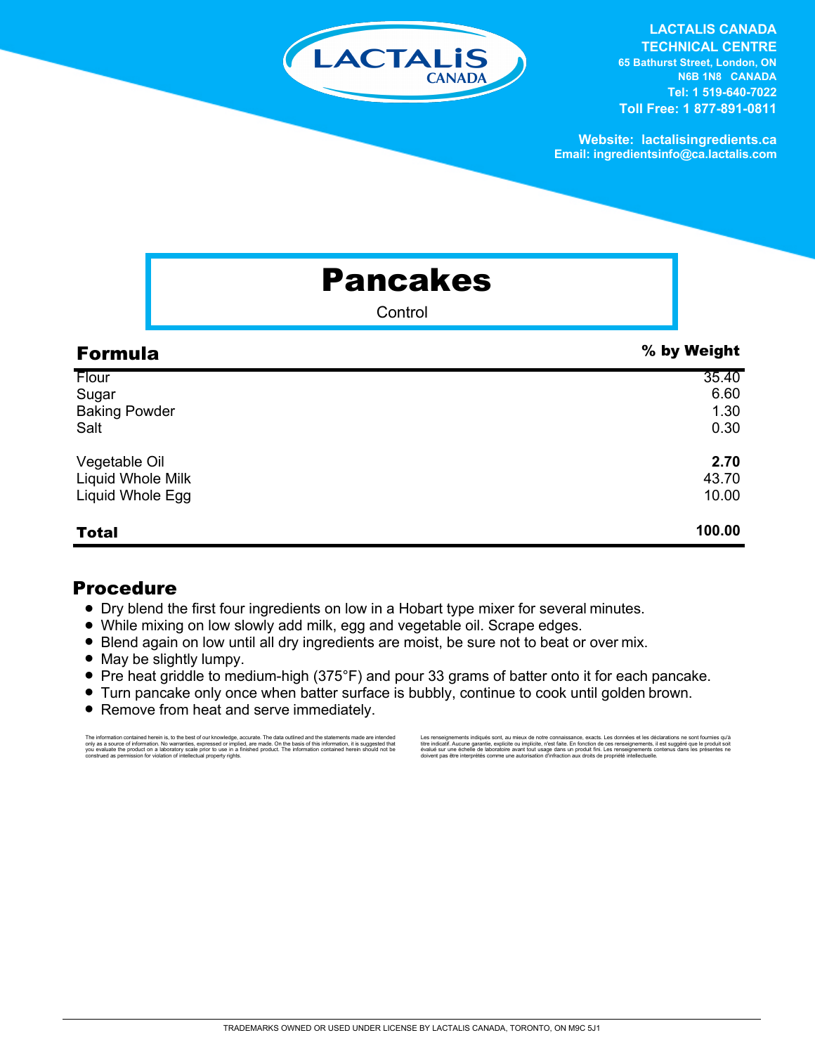**LACTALIS CANADA**
**TECHNICAL CENTRE**
**65 Bathurst Street, London, ON**
**N6B 1N8 CANADA**
**Tel: 1 519-640-7022**
**Toll Free: 1 877-891-0811**

**Website: lactalisingredients.ca**
**Email: ingredientsinfo@ca.lactalis.com**

# Pancakes

Control

| **Formula** | **% by Weight** |
|---|---|
| Flour | 35.40 |
| Sugar | 6.60 |
| Baking Powder | 1.30 |
| Salt | 0.30 |
| Vegetable Oil | **2.70** |
| Liquid Whole Milk | 43.70 |
| Liquid Whole Egg | 10.00 |
| **Total** | **100.00** |

## Procedure

- Dry blend the first four ingredients on low in a Hobart type mixer for several minutes.
- While mixing on low slowly add milk, egg and vegetable oil. Scrape edges.
- Blend again on low until all dry ingredients are moist, be sure not to beat or over mix.
- May be slightly lumpy.
- Pre heat griddle to medium-high (375°F) and pour 33 grams of batter onto it for each pancake.
- Turn pancake only once when batter surface is bubbly, continue to cook until golden brown.
- Remove from heat and serve immediately.

The information contained herein is, to the best of our knowledge, accurate. The data outlined and the statements made are intended only as a source of information. No warranties, expressed or implied, are made. On the basis of this information, it is suggested that you evaluate the product on a laboratory scale prior to use in a finished product. The information contained herein should not be construed as permission for violation of intellectual property rights.

Les renseignements indiqués sont, au mieux de notre connaissance, exacts. Les données et les déclarations ne sont fournies qu'à titre indicatif. Aucune garantie, explicite ou implicite, n'est faite. En fonction de ces renseignements, il est suggéré que le produit soit évalué sur une échelle de laboratoire avant tout usage dans un produit fini. Les renseignements contenus dans les présentes ne doivent pas être interprétés comme une autorisation d'infraction aux droits de propriété intellectuelle.

TRADEMARKS OWNED OR USED UNDER LICENSE BY LACTALIS CANADA, TORONTO, ON M9C 5J1